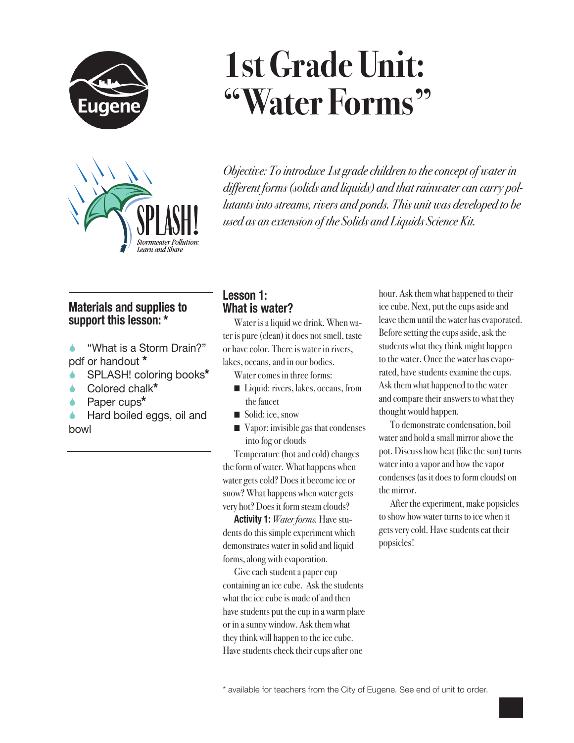# 1st Grade Unit: "Water Forms"

*Objective: To introduce 1st grade children to the concept of water in different forms (solids and liquids) and that rainwater can carry pollutants into streams, rivers and ponds. This unit was developed to be used as an extension of the Solids and Liquids Science Kit.*

### Materials and supplies to support this lesson: *

- "What is a Storm Drain?" pdf or handout *
- SPLASH! coloring books*
- Colored chalk*
- Paper cups*
- Hard boiled eggs, oil and bowl

## Lesson 1: What is water?

Water is a liquid we drink. When water is pure (clean) it does not smell, taste or have color. There is water in rivers, lakes, oceans, and in our bodies.

Water comes in three forms:

- Liquid: rivers, lakes, oceans, from the faucet
- Solid: ice, snow
- Vapor: invisible gas that condenses into fog or clouds

Temperature (hot and cold) changes the form of water. What happens when water gets cold? Does it become ice or snow? What happens when water gets very hot? Does it form steam clouds?

**Activity 1:** *Water forms.* Have students do this simple experiment which demonstrates water in solid and liquid forms, along with evaporation.

Give each student a paper cup containing an ice cube. Ask the students what the ice cube is made of and then have students put the cup in a warm place or in a sunny window. Ask them what they think will happen to the ice cube. Have students check their cups after one hour. Ask them what happened to their ice cube. Next, put the cups aside and leave them until the water has evaporated. Before setting the cups aside, ask the students what they think might happen to the water. Once the water has evaporated, have students examine the cups. Ask them what happened to the water and compare their answers to what they thought would happen.

To demonstrate condensation, boil water and hold a small mirror above the pot. Discuss how heat (like the sun) turns water into a vapor and how the vapor condenses (as it does to form clouds) on the mirror.

After the experiment, make popsicles to show how water turns to ice when it gets very cold. Have students eat their popsicles!

\* available for teachers from the City of Eugene. See end of unit to order.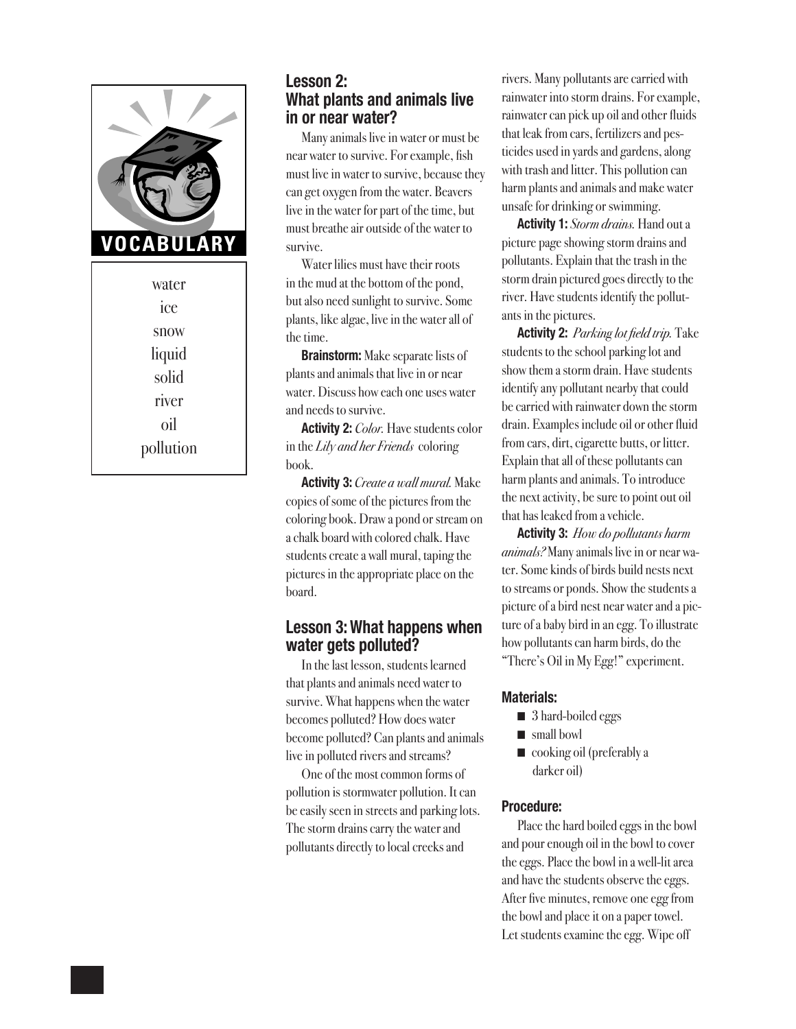**VOCABULARY**

water
ice
snow
liquid
solid
river
oil
pollution

## Lesson 2: What plants and animals live in or near water?

Many animals live in water or must be near water to survive. For example, fish must live in water to survive, because they can get oxygen from the water. Beavers live in the water for part of the time, but must breathe air outside of the water to survive.

Water lilies must have their roots in the mud at the bottom of the pond, but also need sunlight to survive. Some plants, like algae, live in the water all of the time.

**Brainstorm:** Make separate lists of plants and animals that live in or near water. Discuss how each one uses water and needs to survive.

**Activity 2:** *Color.* Have students color in the *Lily and her Friends* coloring book.

**Activity 3:** *Create a wall mural.* Make copies of some of the pictures from the coloring book. Draw a pond or stream on a chalk board with colored chalk. Have students create a wall mural, taping the pictures in the appropriate place on the board.

## Lesson 3: What happens when water gets polluted?

In the last lesson, students learned that plants and animals need water to survive. What happens when the water becomes polluted? How does water become polluted? Can plants and animals live in polluted rivers and streams?

One of the most common forms of pollution is stormwater pollution. It can be easily seen in streets and parking lots. The storm drains carry the water and pollutants directly to local creeks and rivers. Many pollutants are carried with rainwater into storm drains. For example, rainwater can pick up oil and other fluids that leak from cars, fertilizers and pesticides used in yards and gardens, along with trash and litter. This pollution can harm plants and animals and make water unsafe for drinking or swimming.

**Activity 1:** *Storm drains.* Hand out a picture page showing storm drains and pollutants. Explain that the trash in the storm drain pictured goes directly to the river. Have students identify the pollutants in the pictures.

**Activity 2:** *Parking lot field trip.* Take students to the school parking lot and show them a storm drain. Have students identify any pollutant nearby that could be carried with rainwater down the storm drain. Examples include oil or other fluid from cars, dirt, cigarette butts, or litter. Explain that all of these pollutants can harm plants and animals. To introduce the next activity, be sure to point out oil that has leaked from a vehicle.

**Activity 3:** *How do pollutants harm animals?* Many animals live in or near water. Some kinds of birds build nests next to streams or ponds. Show the students a picture of a bird nest near water and a picture of a baby bird in an egg. To illustrate how pollutants can harm birds, do the "There's Oil in My Egg!" experiment.

### Materials:

- 3 hard-boiled eggs
- small bowl
- cooking oil (preferably a darker oil)

### Procedure:

Place the hard boiled eggs in the bowl and pour enough oil in the bowl to cover the eggs. Place the bowl in a well-lit area and have the students observe the eggs. After five minutes, remove one egg from the bowl and place it on a paper towel. Let students examine the egg. Wipe off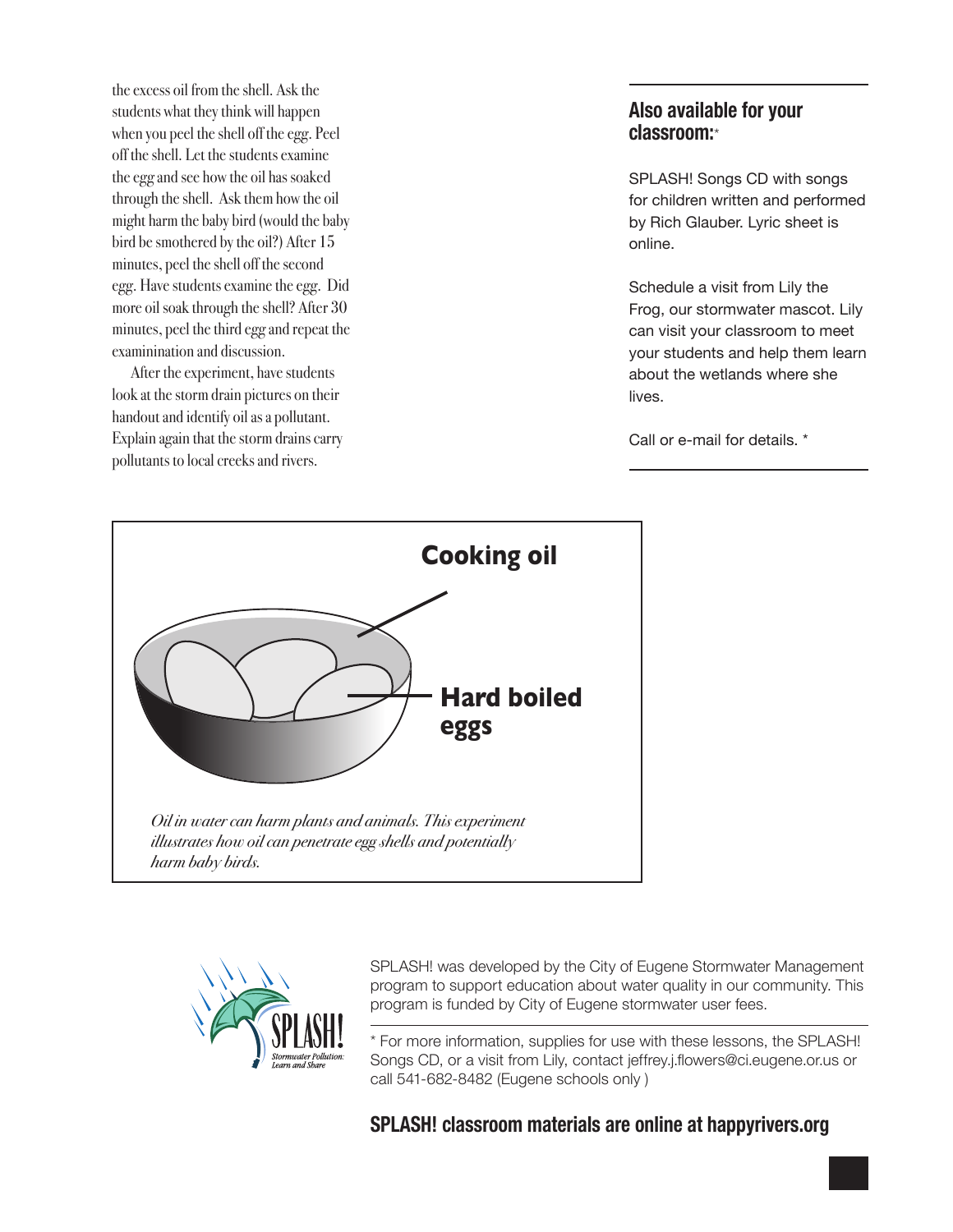the excess oil from the shell. Ask the students what they think will happen when you peel the shell off the egg. Peel off the shell. Let the students examine the egg and see how the oil has soaked through the shell. Ask them how the oil might harm the baby bird (would the baby bird be smothered by the oil?) After 15 minutes, peel the shell off the second egg. Have students examine the egg. Did more oil soak through the shell? After 30 minutes, peel the third egg and repeat the examinination and discussion.

After the experiment, have students look at the storm drain pictures on their handout and identify oil as a pollutant. Explain again that the storm drains carry pollutants to local creeks and rivers.

## Also available for your classroom:*

SPLASH! Songs CD with songs for children written and performed by Rich Glauber. Lyric sheet is online.

Schedule a visit from Lily the Frog, our stormwater mascot. Lily can visit your classroom to meet your students and help them learn about the wetlands where she lives.

Call or e-mail for details. *

**Cooking oil**

**Hard boiled eggs**

*Oil in water can harm plants and animals. This experiment illustrates how oil can penetrate egg shells and potentially harm baby birds.*

SPLASH! Stormwater Pollution: Learn and Share

SPLASH! was developed by the City of Eugene Stormwater Management program to support education about water quality in our community. This program is funded by City of Eugene stormwater user fees.

* For more information, supplies for use with these lessons, the SPLASH! Songs CD, or a visit from Lily, contact jeffrey.j.flowers@ci.eugene.or.us or call 541-682-8482 (Eugene schools only )

**SPLASH! classroom materials are online at happyrivers.org**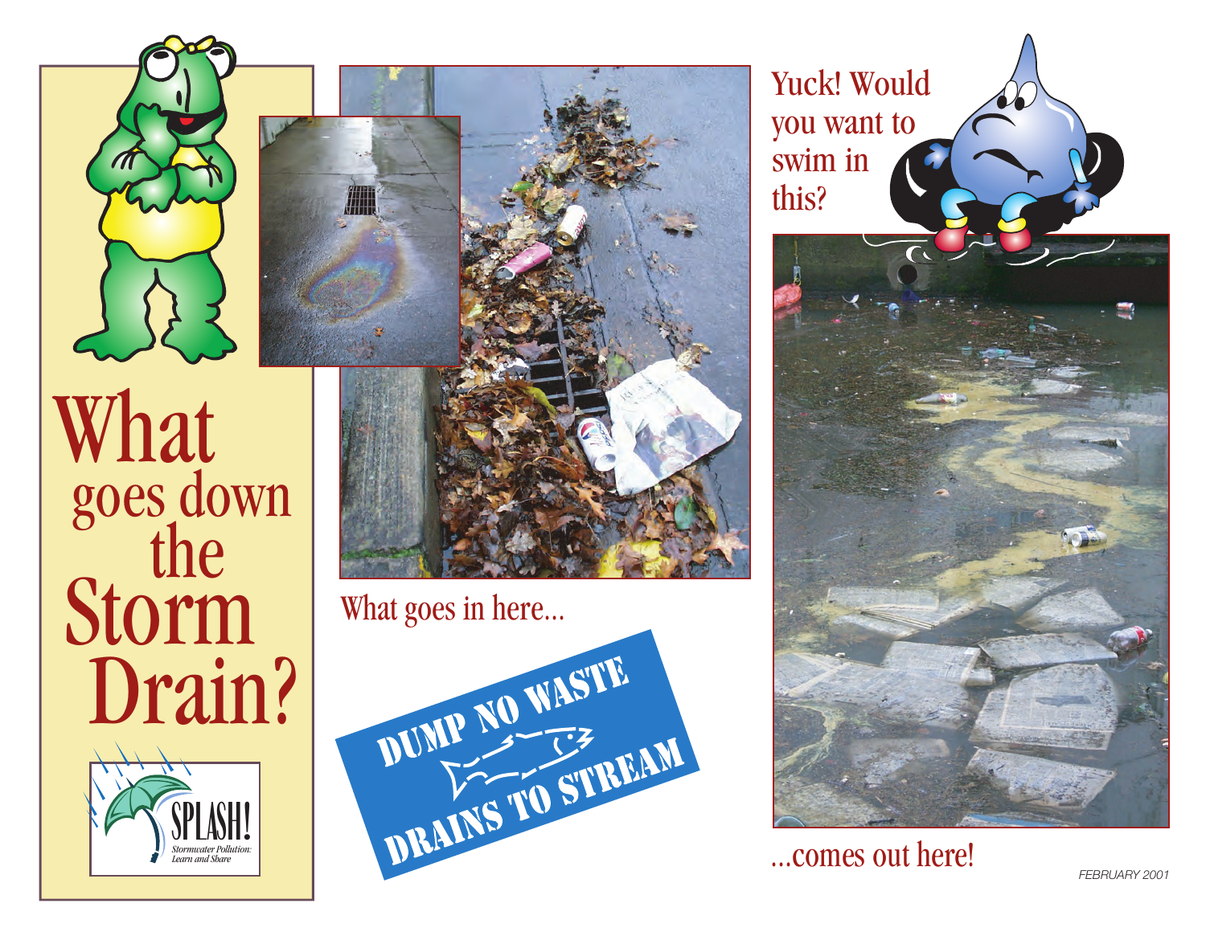# What goes down the Storm Drain?

SPLASH!

*Stormwater Pollution: Learn and Share*

What goes in here...

DUMP NO WASTE

DRAINS TO STREAM

Yuck! Would you want to swim in this?

...comes out here!

FEBRUARY 2001